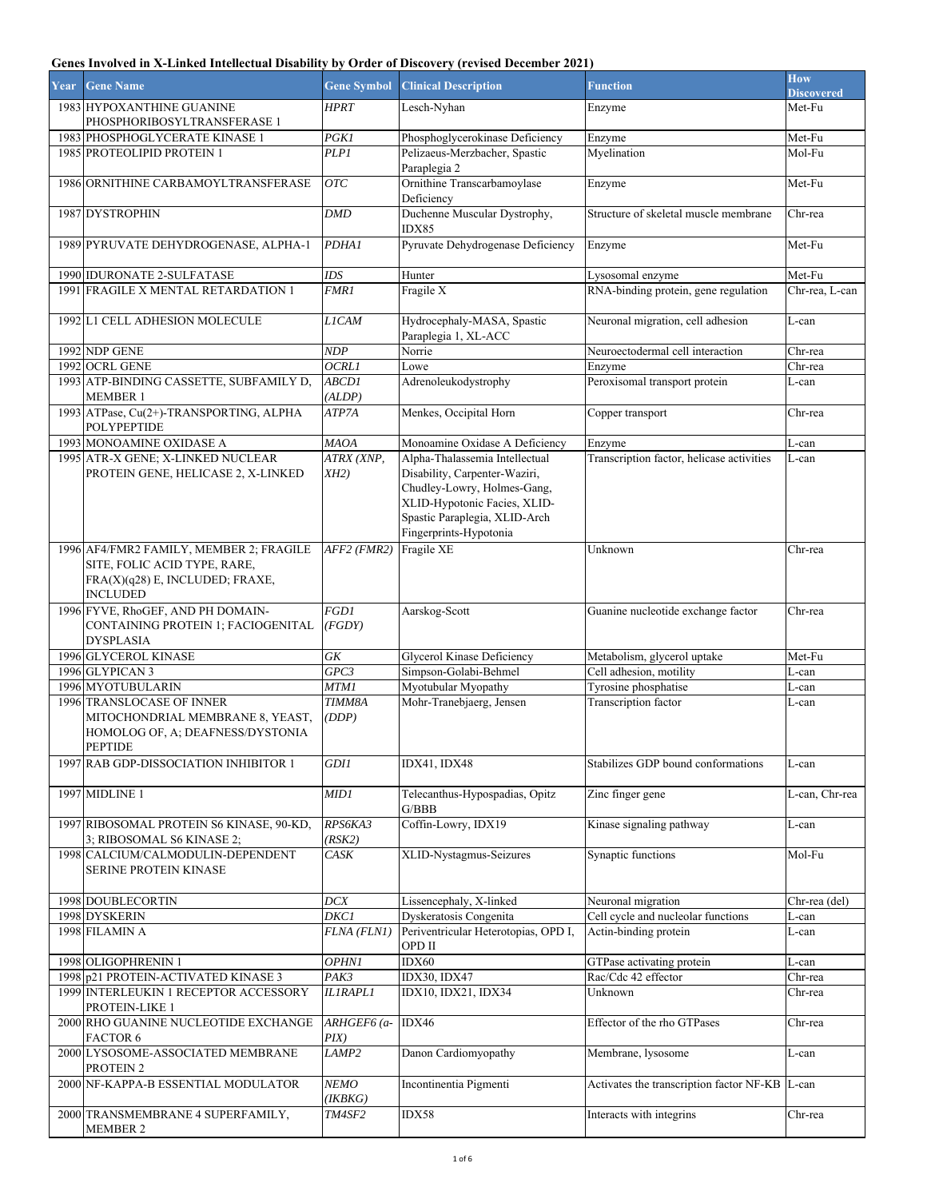# Genes Involved in X-Linked Intellectual Disability by Order of Discovery (revised December 2021)

| Year | Gene Name | Gene Symbol | Clinical Description | Function | How Discovered |
|---|---|---|---|---|---|
| 1983 | HYPOXANTHINE GUANINE PHOSPHORIBOSYLTRANSFERASE 1 | *HPRT* | Lesch-Nyhan | Enzyme | Met-Fu |
| 1983 | PHOSPHOGLYCERATE KINASE 1 | *PGK1* | Phosphoglycerokinase Deficiency | Enzyme | Met-Fu |
| 1985 | PROTEOLIPID PROTEIN 1 | *PLP1* | Pelizaeus-Merzbacher, Spastic Paraplegia 2 | Myelination | Mol-Fu |
| 1986 | ORNITHINE CARBAMOYLTRANSFERASE | *OTC* | Ornithine Transcarbamoylase Deficiency | Enzyme | Met-Fu |
| 1987 | DYSTROPHIN | *DMD* | Duchenne Muscular Dystrophy, IDX85 | Structure of skeletal muscle membrane | Chr-rea |
| 1989 | PYRUVATE DEHYDROGENASE, ALPHA-1 | *PDHA1* | Pyruvate Dehydrogenase Deficiency | Enzyme | Met-Fu |
| 1990 | IDURONATE 2-SULFATASE | *IDS* | Hunter | Lysosomal enzyme | Met-Fu |
| 1991 | FRAGILE X MENTAL RETARDATION 1 | *FMR1* | Fragile X | RNA-binding protein, gene regulation | Chr-rea, L-can |
| 1992 | L1 CELL ADHESION MOLECULE | *L1CAM* | Hydrocephaly-MASA, Spastic Paraplegia 1, XL-ACC | Neuronal migration, cell adhesion | L-can |
| 1992 | NDP GENE | *NDP* | Norrie | Neuroectodermal cell interaction | Chr-rea |
| 1992 | OCRL GENE | *OCRL1* | Lowe | Enzyme | Chr-rea |
| 1993 | ATP-BINDING CASSETTE, SUBFAMILY D, MEMBER 1 | *ABCD1 (ALDP)* | Adrenoleukodystrophy | Peroxisomal transport protein | L-can |
| 1993 | ATPase, Cu(2+)-TRANSPORTING, ALPHA POLYPEPTIDE | *ATP7A* | Menkes, Occipital Horn | Copper transport | Chr-rea |
| 1993 | MONOAMINE OXIDASE A | *MAOA* | Monoamine Oxidase A Deficiency | Enzyme | L-can |
| 1995 | ATR-X GENE; X-LINKED NUCLEAR PROTEIN GENE, HELICASE 2, X-LINKED | *ATRX (XNP, XH2)* | Alpha-Thalassemia Intellectual Disability, Carpenter-Waziri, Chudley-Lowry, Holmes-Gang, XLID-Hypotonic Facies, XLID-Spastic Paraplegia, XLID-Arch Fingerprints-Hypotonia | Transcription factor, helicase activities | L-can |
| 1996 | AF4/FMR2 FAMILY, MEMBER 2; FRAGILE SITE, FOLIC ACID TYPE, RARE, FRA(X)(q28) E, INCLUDED; FRAXE, INCLUDED | *AFF2 (FMR2)* | Fragile XE | Unknown | Chr-rea |
| 1996 | FYVE, RhoGEF, AND PH DOMAIN-CONTAINING PROTEIN 1; FACIOGENITAL DYSPLASIA | *FGD1 (FGDY)* | Aarskog-Scott | Guanine nucleotide exchange factor | Chr-rea |
| 1996 | GLYCEROL KINASE | *GK* | Glycerol Kinase Deficiency | Metabolism, glycerol uptake | Met-Fu |
| 1996 | GLYPICAN 3 | *GPC3* | Simpson-Golabi-Behmel | Cell adhesion, motility | L-can |
| 1996 | MYOTUBULARIN | *MTM1* | Myotubular Myopathy | Tyrosine phosphatise | L-can |
| 1996 | TRANSLOCASE OF INNER MITOCHONDRIAL MEMBRANE 8, YEAST, HOMOLOG OF, A; DEAFNESS/DYSTONIA PEPTIDE | *TIMM8A (DDP)* | Mohr-Tranebjaerg, Jensen | Transcription factor | L-can |
| 1997 | RAB GDP-DISSOCIATION INHIBITOR 1 | *GDI1* | IDX41, IDX48 | Stabilizes GDP bound conformations | L-can |
| 1997 | MIDLINE 1 | *MID1* | Telecanthus-Hypospadias, Opitz G/BBB | Zinc finger gene | L-can, Chr-rea |
| 1997 | RIBOSOMAL PROTEIN S6 KINASE, 90-KD, 3; RIBOSOMAL S6 KINASE 2; | *RPS6KA3 (RSK2)* | Coffin-Lowry, IDX19 | Kinase signaling pathway | L-can |
| 1998 | CALCIUM/CALMODULIN-DEPENDENT SERINE PROTEIN KINASE | *CASK* | XLID-Nystagmus-Seizures | Synaptic functions | Mol-Fu |
| 1998 | DOUBLECORTIN | *DCX* | Lissencephaly, X-linked | Neuronal migration | Chr-rea (del) |
| 1998 | DYSKERIN | *DKC1* | Dyskeratosis Congenita | Cell cycle and nucleolar functions | L-can |
| 1998 | FILAMIN A | *FLNA (FLN1)* | Periventricular Heterotopias, OPD I, OPD II | Actin-binding protein | L-can |
| 1998 | OLIGOPHRENIN 1 | *OPHN1* | IDX60 | GTPase activating protein | L-can |
| 1998 | p21 PROTEIN-ACTIVATED KINASE 3 | *PAK3* | IDX30, IDX47 | Rac/Cdc 42 effector | Chr-rea |
| 1999 | INTERLEUKIN 1 RECEPTOR ACCESSORY PROTEIN-LIKE 1 | *IL1RAPL1* | IDX10, IDX21, IDX34 | Unknown | Chr-rea |
| 2000 | RHO GUANINE NUCLEOTIDE EXCHANGE FACTOR 6 | *ARHGEF6 (a-PIX)* | IDX46 | Effector of the rho GTPases | Chr-rea |
| 2000 | LYSOSOME-ASSOCIATED MEMBRANE PROTEIN 2 | *LAMP2* | Danon Cardiomyopathy | Membrane, lysosome | L-can |
| 2000 | NF-KAPPA-B ESSENTIAL MODULATOR | *NEMO (IKBKG)* | Incontinentia Pigmenti | Activates the transcription factor NF-KB | L-can |
| 2000 | TRANSMEMBRANE 4 SUPERFAMILY, MEMBER 2 | *TM4SF2* | IDX58 | Interacts with integrins | Chr-rea |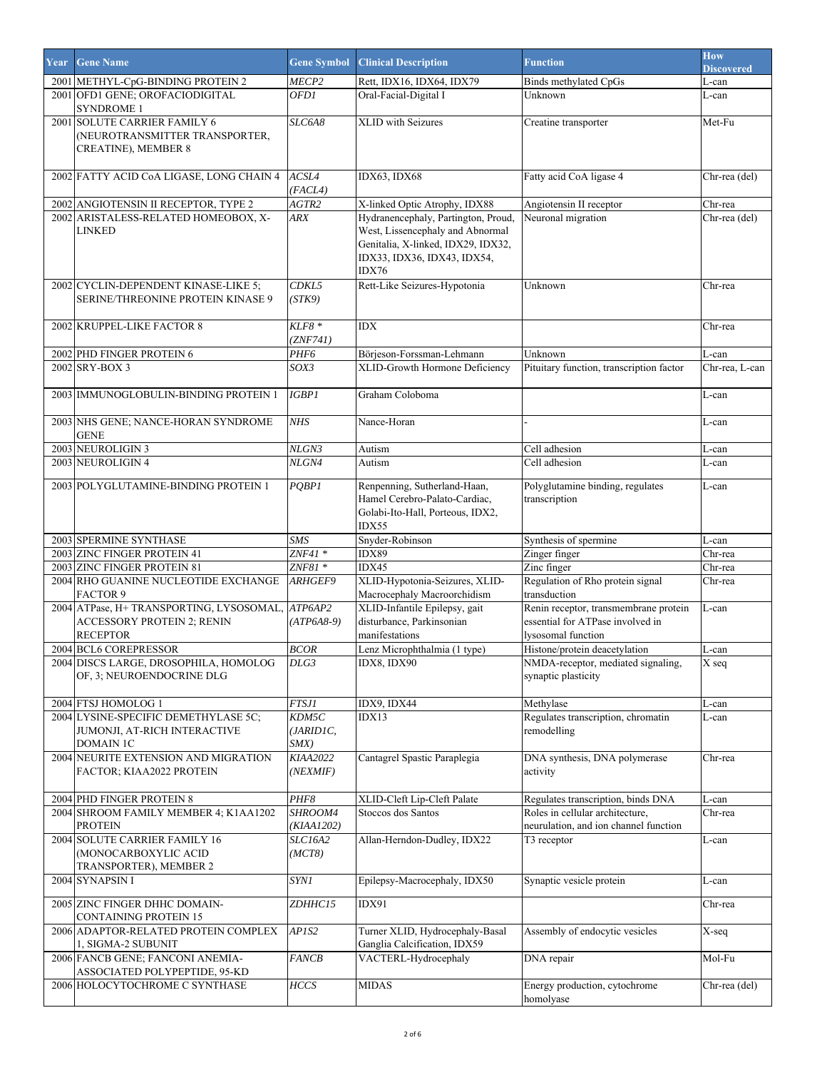| Year | Gene Name | Gene Symbol | Clinical Description | Function | How Discovered |
|---|---|---|---|---|---|
| 2001 | METHYL-CpG-BINDING PROTEIN 2 | *MECP2* | Rett, IDX16, IDX64, IDX79 | Binds methylated CpGs | L-can |
| 2001 | OFD1 GENE; OROFACIODIGITAL SYNDROME 1 | *OFD1* | Oral-Facial-Digital I | Unknown | L-can |
| 2001 | SOLUTE CARRIER FAMILY 6 (NEUROTRANSMITTER TRANSPORTER, CREATINE), MEMBER 8 | *SLC6A8* | XLID with Seizures | Creatine transporter | Met-Fu |
| 2002 | FATTY ACID CoA LIGASE, LONG CHAIN 4 | *ACSL4 (FACL4)* | IDX63, IDX68 | Fatty acid CoA ligase 4 | Chr-rea (del) |
| 2002 | ANGIOTENSIN II RECEPTOR, TYPE 2 | *AGTR2* | X-linked Optic Atrophy, IDX88 | Angiotensin II receptor | Chr-rea |
| 2002 | ARISTALESS-RELATED HOMEOBOX, X-LINKED | *ARX* | Hydranencephaly, Partington, Proud, West, Lissencephaly and Abnormal Genitalia, X-linked, IDX29, IDX32, IDX33, IDX36, IDX43, IDX54, IDX76 | Neuronal migration | Chr-rea (del) |
| 2002 | CYCLIN-DEPENDENT KINASE-LIKE 5; SERINE/THREONINE PROTEIN KINASE 9 | *CDKL5 (STK9)* | Rett-Like Seizures-Hypotonia | Unknown | Chr-rea |
| 2002 | KRUPPEL-LIKE FACTOR 8 | *KLF8 * (ZNF741)* | IDX | | Chr-rea |
| 2002 | PHD FINGER PROTEIN 6 | *PHF6* | Börjeson-Forssman-Lehmann | Unknown | L-can |
| 2002 | SRY-BOX 3 | *SOX3* | XLID-Growth Hormone Deficiency | Pituitary function, transcription factor | Chr-rea, L-can |
| 2003 | IMMUNOGLOBULIN-BINDING PROTEIN 1 | *IGBP1* | Graham Coloboma | | L-can |
| 2003 | NHS GENE; NANCE-HORAN SYNDROME GENE | *NHS* | Nance-Horan | - | L-can |
| 2003 | NEUROLIGIN 3 | *NLGN3* | Autism | Cell adhesion | L-can |
| 2003 | NEUROLIGIN 4 | *NLGN4* | Autism | Cell adhesion | L-can |
| 2003 | POLYGLUTAMINE-BINDING PROTEIN 1 | *PQBP1* | Renpenning, Sutherland-Haan, Hamel Cerebro-Palato-Cardiac, Golabi-Ito-Hall, Porteous, IDX2, IDX55 | Polyglutamine binding, regulates transcription | L-can |
| 2003 | SPERMINE SYNTHASE | *SMS* | Snyder-Robinson | Synthesis of spermine | L-can |
| 2003 | ZINC FINGER PROTEIN 41 | *ZNF41 ** | IDX89 | Zinger finger | Chr-rea |
| 2003 | ZINC FINGER PROTEIN 81 | *ZNF81 ** | IDX45 | Zinc finger | Chr-rea |
| 2004 | RHO GUANINE NUCLEOTIDE EXCHANGE FACTOR 9 | *ARHGEF9* | XLID-Hypotonia-Seizures, XLID-Macrocephaly Macroorchidism | Regulation of Rho protein signal transduction | Chr-rea |
| 2004 | ATPase, H+ TRANSPORTING, LYSOSOMAL, ACCESSORY PROTEIN 2; RENIN RECEPTOR | *ATP6AP2 (ATP6A8-9)* | XLID-Infantile Epilepsy, gait disturbance, Parkinsonian manifestations | Renin receptor, transmembrane protein essential for ATPase involved in lysosomal function | L-can |
| 2004 | BCL6 COREPRESSOR | *BCOR* | Lenz Microphthalmia (1 type) | Histone/protein deacetylation | L-can |
| 2004 | DISCS LARGE, DROSOPHILA, HOMOLOG OF, 3; NEUROENDOCRINE DLG | *DLG3* | IDX8, IDX90 | NMDA-receptor, mediated signaling, synaptic plasticity | X seq |
| 2004 | FTSJ HOMOLOG 1 | *FTSJ1* | IDX9, IDX44 | Methylase | L-can |
| 2004 | LYSINE-SPECIFIC DEMETHYLASE 5C; JUMONJI, AT-RICH INTERACTIVE DOMAIN 1C | *KDM5C (JARID1C, SMX)* | IDX13 | Regulates transcription, chromatin remodelling | L-can |
| 2004 | NEURITE EXTENSION AND MIGRATION FACTOR; KIAA2022 PROTEIN | *KIAA2022 (NEXMIF)* | Cantagrel Spastic Paraplegia | DNA synthesis, DNA polymerase activity | Chr-rea |
| 2004 | PHD FINGER PROTEIN 8 | *PHF8* | XLID-Cleft Lip-Cleft Palate | Regulates transcription, binds DNA | L-can |
| 2004 | SHROOM FAMILY MEMBER 4; K1AA1202 PROTEIN | *SHROOM4 (KIAA1202)* | Stoccos dos Santos | Roles in cellular architecture, neurulation, and ion channel function | Chr-rea |
| 2004 | SOLUTE CARRIER FAMILY 16 (MONOCARBOXYLIC ACID TRANSPORTER), MEMBER 2 | *SLC16A2 (MCT8)* | Allan-Herndon-Dudley, IDX22 | T3 receptor | L-can |
| 2004 | SYNAPSIN I | *SYN1* | Epilepsy-Macrocephaly, IDX50 | Synaptic vesicle protein | L-can |
| 2005 | ZINC FINGER DHHC DOMAIN-CONTAINING PROTEIN 15 | *ZDHHC15* | IDX91 | | Chr-rea |
| 2006 | ADAPTOR-RELATED PROTEIN COMPLEX 1, SIGMA-2 SUBUNIT | *AP1S2* | Turner XLID, Hydrocephaly-Basal Ganglia Calcification, IDX59 | Assembly of endocytic vesicles | X-seq |
| 2006 | FANCB GENE; FANCONI ANEMIA-ASSOCIATED POLYPEPTIDE, 95-KD | *FANCB* | VACTERL-Hydrocephaly | DNA repair | Mol-Fu |
| 2006 | HOLOCYTOCHROME C SYNTHASE | *HCCS* | MIDAS | Energy production, cytochrome homolyase | Chr-rea (del) |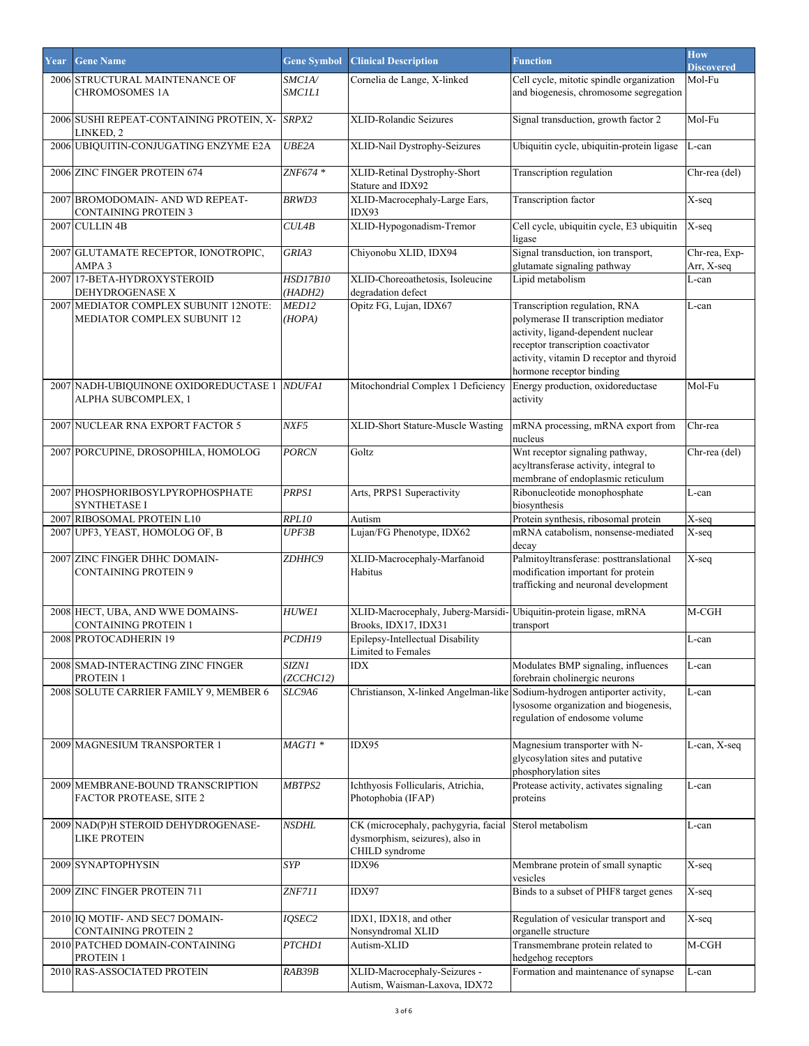| Year | Gene Name | Gene Symbol | Clinical Description | Function | How Discovered |
|---|---|---|---|---|---|
| 2006 | STRUCTURAL MAINTENANCE OF CHROMOSOMES 1A | *SMC1A/ SMC1L1* | Cornelia de Lange, X-linked | Cell cycle, mitotic spindle organization and biogenesis, chromosome segregation | Mol-Fu |
| 2006 | SUSHI REPEAT-CONTAINING PROTEIN, X-LINKED, 2 | *SRPX2* | XLID-Rolandic Seizures | Signal transduction, growth factor 2 | Mol-Fu |
| 2006 | UBIQUITIN-CONJUGATING ENZYME E2A | *UBE2A* | XLID-Nail Dystrophy-Seizures | Ubiquitin cycle, ubiquitin-protein ligase | L-can |
| 2006 | ZINC FINGER PROTEIN 674 | *ZNF674 \** | XLID-Retinal Dystrophy-Short Stature and IDX92 | Transcription regulation | Chr-rea (del) |
| 2007 | BROMODOMAIN- AND WD REPEAT-CONTAINING PROTEIN 3 | *BRWD3* | XLID-Macrocephaly-Large Ears, IDX93 | Transcription factor | X-seq |
| 2007 | CULLIN 4B | *CUL4B* | XLID-Hypogonadism-Tremor | Cell cycle, ubiquitin cycle, E3 ubiquitin ligase | X-seq |
| 2007 | GLUTAMATE RECEPTOR, IONOTROPIC, AMPA 3 | *GRIA3* | Chiyonobu XLID, IDX94 | Signal transduction, ion transport, glutamate signaling pathway | Chr-rea, Exp-Arr, X-seq |
| 2007 | 17-BETA-HYDROXYSTEROID DEHYDROGENASE X | *HSD17B10 (HADH2)* | XLID-Choreoathetosis, Isoleucine degradation defect | Lipid metabolism | L-can |
| 2007 | MEDIATOR COMPLEX SUBUNIT 12NOTE: MEDIATOR COMPLEX SUBUNIT 12 | *MED12 (HOPA)* | Opitz FG, Lujan, IDX67 | Transcription regulation, RNA polymerase II transcription mediator activity, ligand-dependent nuclear receptor transcription coactivator activity, vitamin D receptor and thyroid hormone receptor binding | L-can |
| 2007 | NADH-UBIQUINONE OXIDOREDUCTASE 1 ALPHA SUBCOMPLEX, 1 | *NDUFA1* | Mitochondrial Complex 1 Deficiency | Energy production, oxidoreductase activity | Mol-Fu |
| 2007 | NUCLEAR RNA EXPORT FACTOR 5 | *NXF5* | XLID-Short Stature-Muscle Wasting | mRNA processing, mRNA export from nucleus | Chr-rea |
| 2007 | PORCUPINE, DROSOPHILA, HOMOLOG | *PORCN* | Goltz | Wnt receptor signaling pathway, acyltransferase activity, integral to membrane of endoplasmic reticulum | Chr-rea (del) |
| 2007 | PHOSPHORIBOSYLPYROPHOSPHATE SYNTHETASE I | *PRPS1* | Arts, PRPS1 Superactivity | Ribonucleotide monophosphate biosynthesis | L-can |
| 2007 | RIBOSOMAL PROTEIN L10 | *RPL10* | Autism | Protein synthesis, ribosomal protein | X-seq |
| 2007 | UPF3, YEAST, HOMOLOG OF, B | *UPF3B* | Lujan/FG Phenotype, IDX62 | mRNA catabolism, nonsense-mediated decay | X-seq |
| 2007 | ZINC FINGER DHHC DOMAIN-CONTAINING PROTEIN 9 | *ZDHHC9* | XLID-Macrocephaly-Marfanoid Habitus | Palmitoyltransferase: posttranslational modification important for protein trafficking and neuronal development | X-seq |
| 2008 | HECT, UBA, AND WWE DOMAINS-CONTAINING PROTEIN 1 | *HUWE1* | XLID-Macrocephaly, Juberg-Marsidi-Brooks, IDX17, IDX31 | Ubiquitin-protein ligase, mRNA transport | M-CGH |
| 2008 | PROTOCADHERIN 19 | *PCDH19* | Epilepsy-Intellectual Disability Limited to Females | | L-can |
| 2008 | SMAD-INTERACTING ZINC FINGER PROTEIN 1 | *SIZN1 (ZCCHC12)* | IDX | Modulates BMP signaling, influences forebrain cholinergic neurons | L-can |
| 2008 | SOLUTE CARRIER FAMILY 9, MEMBER 6 | *SLC9A6* | Christianson, X-linked Angelman-like | Sodium-hydrogen antiporter activity, lysosome organization and biogenesis, regulation of endosome volume | L-can |
| 2009 | MAGNESIUM TRANSPORTER 1 | *MAGT1 \** | IDX95 | Magnesium transporter with N-glycosylation sites and putative phosphorylation sites | L-can, X-seq |
| 2009 | MEMBRANE-BOUND TRANSCRIPTION FACTOR PROTEASE, SITE 2 | *MBTPS2* | Ichthyosis Follicularis, Atrichia, Photophobia (IFAP) | Protease activity, activates signaling proteins | L-can |
| 2009 | NAD(P)H STEROID DEHYDROGENASE-LIKE PROTEIN | *NSDHL* | CK (microcephaly, pachygyria, facial dysmorphism, seizures), also in CHILD syndrome | Sterol metabolism | L-can |
| 2009 | SYNAPTOPHYSIN | *SYP* | IDX96 | Membrane protein of small synaptic vesicles | X-seq |
| 2009 | ZINC FINGER PROTEIN 711 | *ZNF711* | IDX97 | Binds to a subset of PHF8 target genes | X-seq |
| 2010 | IQ MOTIF- AND SEC7 DOMAIN-CONTAINING PROTEIN 2 | *IQSEC2* | IDX1, IDX18, and other Nonsyndromal XLID | Regulation of vesicular transport and organelle structure | X-seq |
| 2010 | PATCHED DOMAIN-CONTAINING PROTEIN 1 | *PTCHD1* | Autism-XLID | Transmembrane protein related to hedgehog receptors | M-CGH |
| 2010 | RAS-ASSOCIATED PROTEIN | *RAB39B* | XLID-Macrocephaly-Seizures - Autism, Waisman-Laxova, IDX72 | Formation and maintenance of synapse | L-can |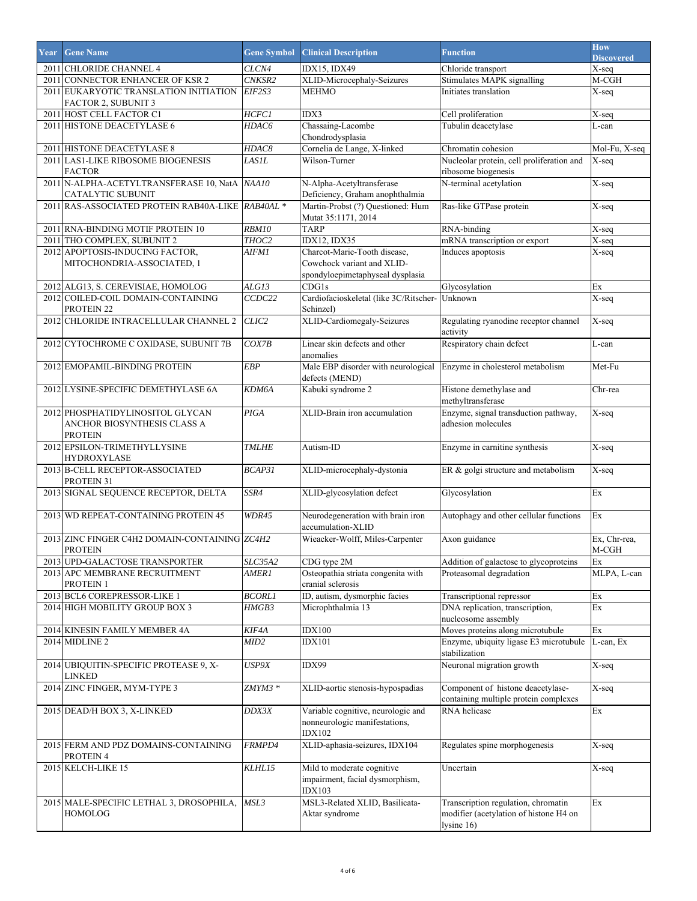| Year | Gene Name | Gene Symbol | Clinical Description | Function | How Discovered |
|---|---|---|---|---|---|
| 2011 | CHLORIDE CHANNEL 4 | *CLCN4* | IDX15, IDX49 | Chloride transport | X-seq |
| 2011 | CONNECTOR ENHANCER OF KSR 2 | *CNKSR2* | XLID-Microcephaly-Seizures | Stimulates MAPK signalling | M-CGH |
| 2011 | EUKARYOTIC TRANSLATION INITIATION FACTOR 2, SUBUNIT 3 | *EIF2S3* | MEHMO | Initiates translation | X-seq |
| 2011 | HOST CELL FACTOR C1 | *HCFC1* | IDX3 | Cell proliferation | X-seq |
| 2011 | HISTONE DEACETYLASE 6 | *HDAC6* | Chassaing-Lacombe Chondrodysplasia | Tubulin deacetylase | L-can |
| 2011 | HISTONE DEACETYLASE 8 | *HDAC8* | Cornelia de Lange, X-linked | Chromatin cohesion | Mol-Fu, X-seq |
| 2011 | LAS1-LIKE RIBOSOME BIOGENESIS FACTOR | *LAS1L* | Wilson-Turner | Nucleolar protein, cell proliferation and ribosome biogenesis | X-seq |
| 2011 | N-ALPHA-ACETYLTRANSFERASE 10, NatA CATALYTIC SUBUNIT | *NAA10* | N-Alpha-Acetyltransferase Deficiency, Graham anophthalmia | N-terminal acetylation | X-seq |
| 2011 | RAS-ASSOCIATED PROTEIN RAB40A-LIKE | *RAB40AL* * | Martin-Probst (?) Questioned: Hum Mutat 35:1171, 2014 | Ras-like GTPase protein | X-seq |
| 2011 | RNA-BINDING MOTIF PROTEIN 10 | *RBM10* | TARP | RNA-binding | X-seq |
| 2011 | THO COMPLEX, SUBUNIT 2 | *THOC2* | IDX12, IDX35 | mRNA transcription or export | X-seq |
| 2012 | APOPTOSIS-INDUCING FACTOR, MITOCHONDRIA-ASSOCIATED, 1 | *AIFM1* | Charcot-Marie-Tooth disease, Cowchock variant and XLID-spondyloepimetaphyseal dysplasia | Induces apoptosis | X-seq |
| 2012 | ALG13, S. CEREVISIAE, HOMOLOG | *ALG13* | CDG1s | Glycosylation | Ex |
| 2012 | COILED-COIL DOMAIN-CONTAINING PROTEIN 22 | *CCDC22* | Cardiofacioskeletal (like 3C/Ritscher-Schinzel) | Unknown | X-seq |
| 2012 | CHLORIDE INTRACELLULAR CHANNEL 2 | *CLIC2* | XLID-Cardiomegaly-Seizures | Regulating ryanodine receptor channel activity | X-seq |
| 2012 | CYTOCHROME C OXIDASE, SUBUNIT 7B | *COX7B* | Linear skin defects and other anomalies | Respiratory chain defect | L-can |
| 2012 | EMOPAMIL-BINDING PROTEIN | *EBP* | Male EBP disorder with neurological defects (MEND) | Enzyme in cholesterol metabolism | Met-Fu |
| 2012 | LYSINE-SPECIFIC DEMETHYLASE 6A | *KDM6A* | Kabuki syndrome 2 | Histone demethylase and methyltransferase | Chr-rea |
| 2012 | PHOSPHATIDYLINOSITOL GLYCAN ANCHOR BIOSYNTHESIS CLASS A PROTEIN | *PIGA* | XLID-Brain iron accumulation | Enzyme, signal transduction pathway, adhesion molecules | X-seq |
| 2012 | EPSILON-TRIMETHYLLYSINE HYDROXYLASE | *TMLHE* | Autism-ID | Enzyme in carnitine synthesis | X-seq |
| 2013 | B-CELL RECEPTOR-ASSOCIATED PROTEIN 31 | *BCAP31* | XLID-microcephaly-dystonia | ER & golgi structure and metabolism | X-seq |
| 2013 | SIGNAL SEQUENCE RECEPTOR, DELTA | *SSR4* | XLID-glycosylation defect | Glycosylation | Ex |
| 2013 | WD REPEAT-CONTAINING PROTEIN 45 | *WDR45* | Neurodegeneration with brain iron accumulation-XLID | Autophagy and other cellular functions | Ex |
| 2013 | ZINC FINGER C4H2 DOMAIN-CONTAINING PROTEIN | *ZC4H2* | Wieacker-Wolff, Miles-Carpenter | Axon guidance | Ex, Chr-rea, M-CGH |
| 2013 | UPD-GALACTOSE TRANSPORTER | *SLC35A2* | CDG type 2M | Addition of galactose to glycoproteins | Ex |
| 2013 | APC MEMBRANE RECRUITMENT PROTEIN 1 | *AMER1* | Osteopathia striata congenita with cranial sclerosis | Proteasomal degradation | MLPA, L-can |
| 2013 | BCL6 COREPRESSOR-LIKE 1 | *BCORL1* | ID, autism, dysmorphic facies | Transcriptional repressor | Ex |
| 2014 | HIGH MOBILITY GROUP BOX 3 | *HMGB3* | Microphthalmia 13 | DNA replication, transcription, nucleosome assembly | Ex |
| 2014 | KINESIN FAMILY MEMBER 4A | *KIF4A* | IDX100 | Moves proteins along microtubule | Ex |
| 2014 | MIDLINE 2 | *MID2* | IDX101 | Enzyme, ubiquity ligase E3 microtubule stabilization | L-can, Ex |
| 2014 | UBIQUITIN-SPECIFIC PROTEASE 9, X-LINKED | *USP9X* | IDX99 | Neuronal migration growth | X-seq |
| 2014 | ZINC FINGER, MYM-TYPE 3 | *ZMYM3* * | XLID-aortic stenosis-hypospadias | Component of histone deacetylase-containing multiple protein complexes | X-seq |
| 2015 | DEAD/H BOX 3, X-LINKED | *DDX3X* | Variable cognitive, neurologic and nonneurologic manifestations, IDX102 | RNA helicase | Ex |
| 2015 | FERM AND PDZ DOMAINS-CONTAINING PROTEIN 4 | *FRMPD4* | XLID-aphasia-seizures, IDX104 | Regulates spine morphogenesis | X-seq |
| 2015 | KELCH-LIKE 15 | *KLHL15* | Mild to moderate cognitive impairment, facial dysmorphism, IDX103 | Uncertain | X-seq |
| 2015 | MALE-SPECIFIC LETHAL 3, DROSOPHILA, HOMOLOG | *MSL3* | MSL3-Related XLID, Basilicata-Aktar syndrome | Transcription regulation, chromatin modifier (acetylation of histone H4 on lysine 16) | Ex |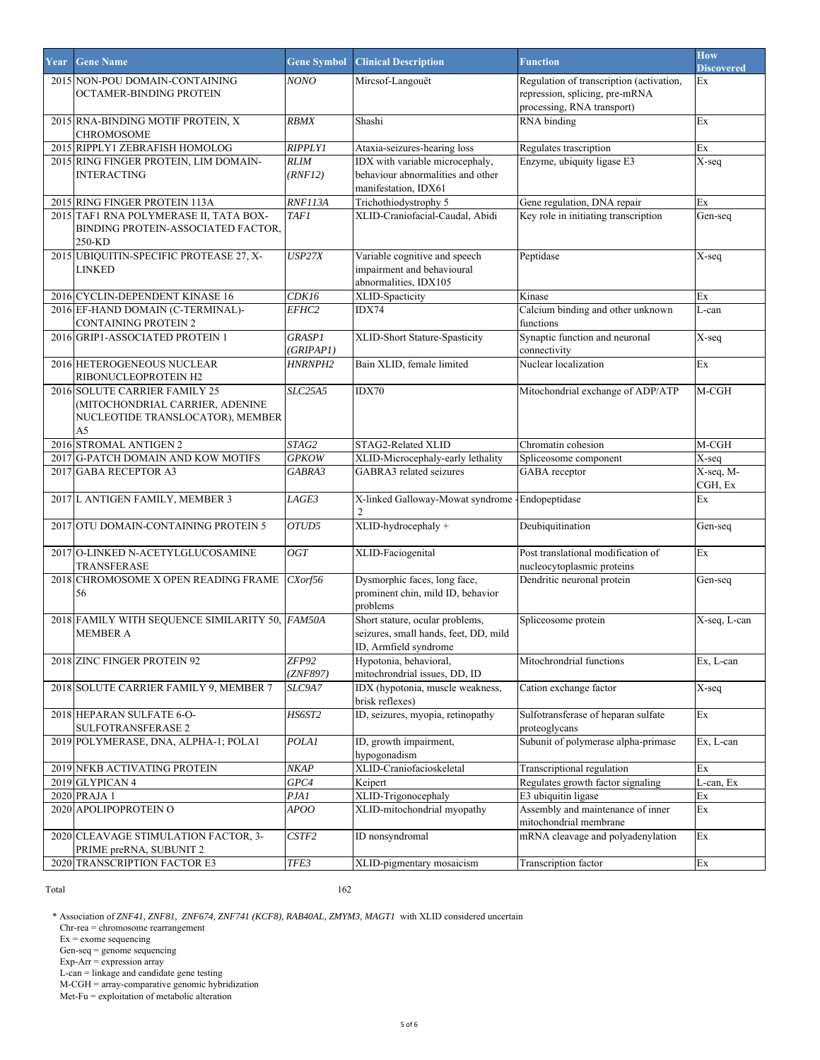| Year | Gene Name | Gene Symbol | Clinical Description | Function | How Discovered |
|---|---|---|---|---|---|
| 2015 | NON-POU DOMAIN-CONTAINING OCTAMER-BINDING PROTEIN | *NONO* | Mircsof-Langouët | Regulation of transcription (activation, repression, splicing, pre-mRNA processing, RNA transport) | Ex |
| 2015 | RNA-BINDING MOTIF PROTEIN, X CHROMOSOME | *RBMX* | Shashi | RNA binding | Ex |
| 2015 | RIPPLY1 ZEBRAFISH HOMOLOG | *RIPPLY1* | Ataxia-seizures-hearing loss | Regulates trascription | Ex |
| 2015 | RING FINGER PROTEIN, LIM DOMAIN-INTERACTING | *RLIM (RNF12)* | IDX with variable microcephaly, behaviour abnormalities and other manifestation, IDX61 | Enzyme, ubiquity ligase E3 | X-seq |
| 2015 | RING FINGER PROTEIN 113A | *RNF113A* | Trichothiodystrophy 5 | Gene regulation, DNA repair | Ex |
| 2015 | TAF1 RNA POLYMERASE II, TATA BOX-BINDING PROTEIN-ASSOCIATED FACTOR, 250-KD | *TAF1* | XLID-Craniofacial-Caudal, Abidi | Key role in initiating transcription | Gen-seq |
| 2015 | UBIQUITIN-SPECIFIC PROTEASE 27, X-LINKED | *USP27X* | Variable cognitive and speech impairment and behavioural abnormalities, IDX105 | Peptidase | X-seq |
| 2016 | CYCLIN-DEPENDENT KINASE 16 | *CDK16* | XLID-Spacticity | Kinase | Ex |
| 2016 | EF-HAND DOMAIN (C-TERMINAL)-CONTAINING PROTEIN 2 | *EFHC2* | IDX74 | Calcium binding and other unknown functions | L-can |
| 2016 | GRIP1-ASSOCIATED PROTEIN 1 | *GRASP1 (GRIPAP1)* | XLID-Short Stature-Spasticity | Synaptic function and neuronal connectivity | X-seq |
| 2016 | HETEROGENEOUS NUCLEAR RIBONUCLEOPROTEIN H2 | *HNRNPH2* | Bain XLID, female limited | Nuclear localization | Ex |
| 2016 | SOLUTE CARRIER FAMILY 25 (MITOCHONDRIAL CARRIER, ADENINE NUCLEOTIDE TRANSLOCATOR), MEMBER A5 | *SLC25A5* | IDX70 | Mitochondrial exchange of ADP/ATP | M-CGH |
| 2016 | STROMAL ANTIGEN 2 | *STAG2* | STAG2-Related XLID | Chromatin cohesion | M-CGH |
| 2017 | G-PATCH DOMAIN AND KOW MOTIFS | *GPKOW* | XLID-Microcephaly-early lethality | Spliceosome component | X-seq |
| 2017 | GABA RECEPTOR A3 | *GABRA3* | GABRA3 related seizures | GABA receptor | X-seq, M-CGH, Ex |
| 2017 | L ANTIGEN FAMILY, MEMBER 3 | *LAGE3* | X-linked Galloway-Mowat syndrome - 2 | Endopeptidase | Ex |
| 2017 | OTU DOMAIN-CONTAINING PROTEIN 5 | *OTUD5* | XLID-hydrocephaly + | Deubiquitination | Gen-seq |
| 2017 | O-LINKED N-ACETYLGLUCOSAMINE TRANSFERASE | *OGT* | XLID-Faciogenital | Post translational modification of nucleocytoplasmic proteins | Ex |
| 2018 | CHROMOSOME X OPEN READING FRAME 56 | *CXorf56* | Dysmorphic faces, long face, prominent chin, mild ID, behavior problems | Dendritic neuronal protein | Gen-seq |
| 2018 | FAMILY WITH SEQUENCE SIMILARITY 50, MEMBER A | *FAM50A* | Short stature, ocular problems, seizures, small hands, feet, DD, mild ID, Armfield syndrome | Spliceosome protein | X-seq, L-can |
| 2018 | ZINC FINGER PROTEIN 92 | *ZFP92 (ZNF897)* | Hypotonia, behavioral, mitochrondrial issues, DD, ID | Mitochrondrial functions | Ex, L-can |
| 2018 | SOLUTE CARRIER FAMILY 9, MEMBER 7 | *SLC9A7* | IDX (hypotonia, muscle weakness, brisk reflexes) | Cation exchange factor | X-seq |
| 2018 | HEPARAN SULFATE 6-O-SULFOTRANSFERASE 2 | *HS6ST2* | ID, seizures, myopia, retinopathy | Sulfotransferase of heparan sulfate proteoglycans | Ex |
| 2019 | POLYMERASE, DNA, ALPHA-1; POLA1 | *POLA1* | ID, growth impairment, hypogonadism | Subunit of polymerase alpha-primase | Ex, L-can |
| 2019 | NFKB ACTIVATING PROTEIN | *NKAP* | XLID-Craniofacioskeletal | Transcriptional regulation | Ex |
| 2019 | GLYPICAN 4 | *GPC4* | Keipert | Regulates growth factor signaling | L-can, Ex |
| 2020 | PRAJA 1 | *PJA1* | XLID-Trigonocephaly | E3 ubiquitin ligase | Ex |
| 2020 | APOLIPOPROTEIN O | *APOO* | XLID-mitochondrial myopathy | Assembly and maintenance of inner mitochondrial membrane | Ex |
| 2020 | CLEAVAGE STIMULATION FACTOR, 3-PRIME preRNA, SUBUNIT 2 | *CSTF2* | ID nonsyndromal | mRNA cleavage and polyadenylation | Ex |
| 2020 | TRANSCRIPTION FACTOR E3 | *TFE3* | XLID-pigmentary mosaicism | Transcription factor | Ex |

Total 162

\* Association of *ZNF41, ZNF81, ZNF674, ZNF741 (KCF8), RAB40AL, ZMYM3, MAGT1* with XLID considered uncertain

Chr-rea = chromosome rearrangement
Ex = exome sequencing
Gen-seq = genome sequencing
Exp-Arr = expression array
L-can = linkage and candidate gene testing
M-CGH = array-comparative genomic hybridization
Met-Fu = exploitation of metabolic alteration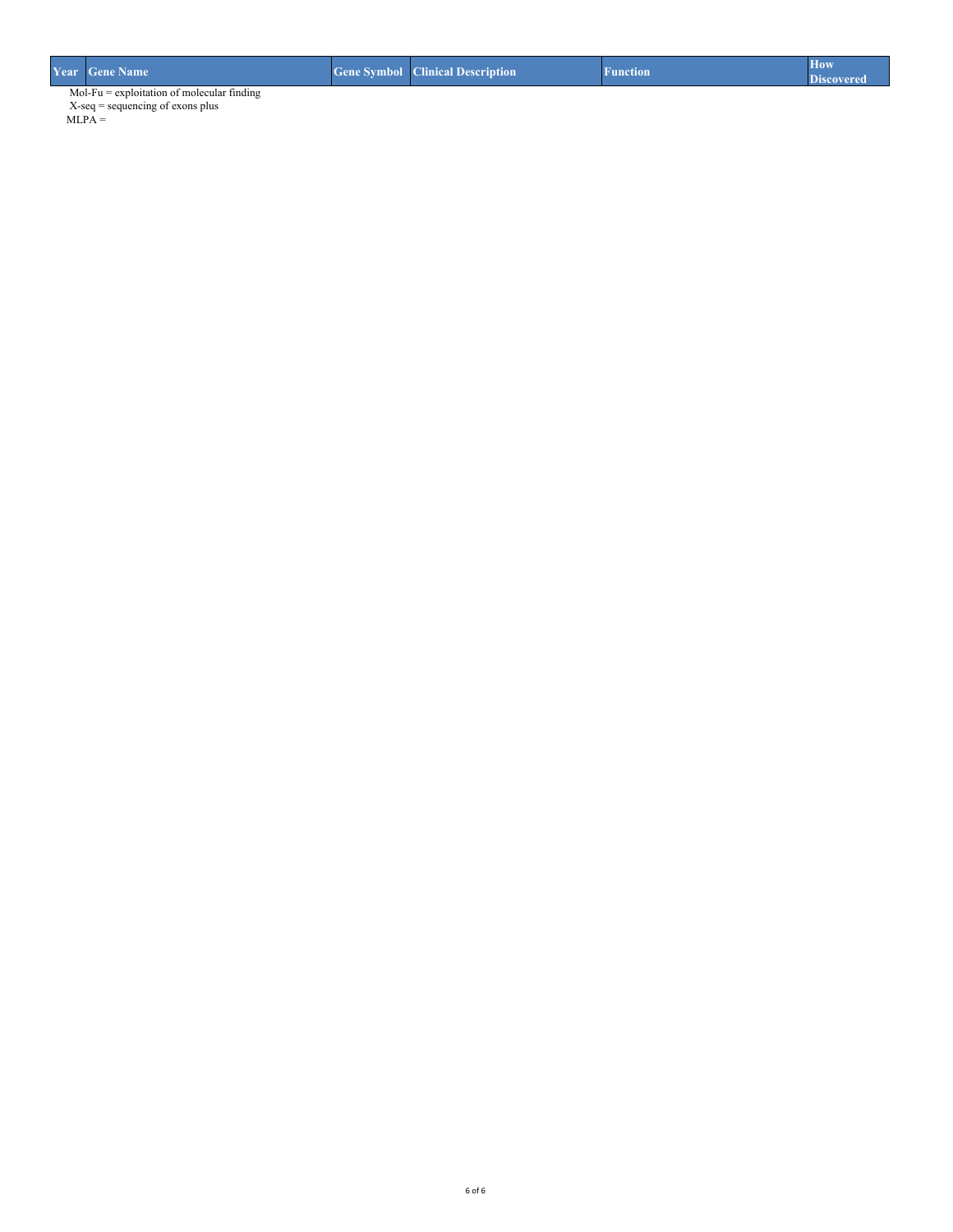| Year | Gene Name | Gene Symbol | Clinical Description | Function | How Discovered |
| --- | --- | --- | --- | --- | --- |

Mol-Fu = exploitation of molecular finding
X-seq = sequencing of exons plus
MLPA =